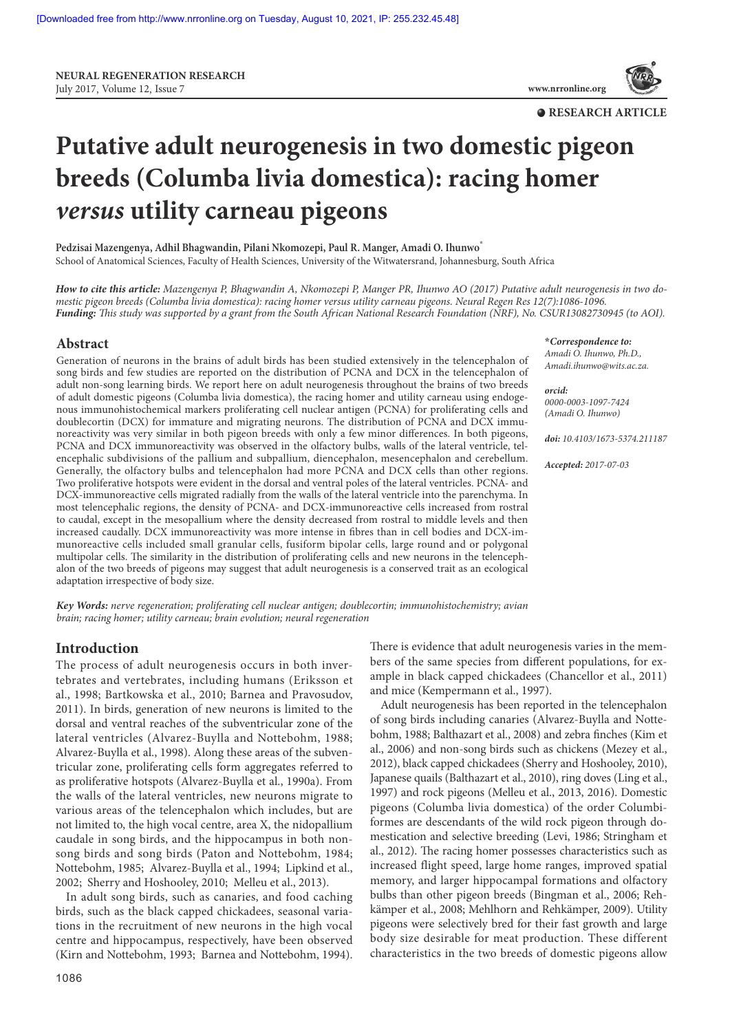**RESEARCH ARTICLE**

# Putative adult neurogenesis in two domestic pigeon breeds (Columba livia domestica): racing homer *versus* utility carneau pigeons

**Pedzisai Mazengenya, Adhil Bhagwandin, Pilani Nkomozepi, Paul R. Manger, Amadi O. Ihunwo***

School of Anatomical Sciences, Faculty of Health Sciences, University of the Witwatersrand, Johannesburg, South Africa

***How to cite this article:*** *Mazengenya P, Bhagwandin A, Nkomozepi P, Manger PR, Ihunwo AO (2017) Putative adult neurogenesis in two domestic pigeon breeds (Columba livia domestica): racing homer versus utility carneau pigeons. Neural Regen Res 12(7):1086-1096.*

***Funding:*** *This study was supported by a grant from the South African National Research Foundation (NRF), No. CSUR13082730945 (to AOI).*

***Correspondence to:***
*Amadi O. Ihunwo, Ph.D.,*
*Amadi.ihunwo@wits.ac.za.*

***orcid:***
*0000-0003-1097-7424*
*(Amadi O. Ihunwo)*

***doi:*** *10.4103/1673-5374.211187*

***Accepted:*** *2017-07-03*

## Abstract

Generation of neurons in the brains of adult birds has been studied extensively in the telencephalon of song birds and few studies are reported on the distribution of PCNA and DCX in the telencephalon of adult non-song learning birds. We report here on adult neurogenesis throughout the brains of two breeds of adult domestic pigeons (Columba livia domestica), the racing homer and utility carneau using endogenous immunohistochemical markers proliferating cell nuclear antigen (PCNA) for proliferating cells and doublecortin (DCX) for immature and migrating neurons. The distribution of PCNA and DCX immunoreactivity was very similar in both pigeon breeds with only a few minor differences. In both pigeons, PCNA and DCX immunoreactivity was observed in the olfactory bulbs, walls of the lateral ventricle, telencephalic subdivisions of the pallium and subpallium, diencephalon, mesencephalon and cerebellum. Generally, the olfactory bulbs and telencephalon had more PCNA and DCX cells than other regions. Two proliferative hotspots were evident in the dorsal and ventral poles of the lateral ventricles. PCNA- and DCX-immunoreactive cells migrated radially from the walls of the lateral ventricle into the parenchyma. In most telencephalic regions, the density of PCNA- and DCX-immunoreactive cells increased from rostral to caudal, except in the mesopallium where the density decreased from rostral to middle levels and then increased caudally. DCX immunoreactivity was more intense in fibres than in cell bodies and DCX-immunoreactive cells included small granular cells, fusiform bipolar cells, large round and or polygonal multipolar cells. The similarity in the distribution of proliferating cells and new neurons in the telencephalon of the two breeds of pigeons may suggest that adult neurogenesis is a conserved trait as an ecological adaptation irrespective of body size.

***Key Words:*** *nerve regeneration; proliferating cell nuclear antigen; doublecortin; immunohistochemistry; avian brain; racing homer; utility carneau; brain evolution; neural regeneration*

## Introduction

The process of adult neurogenesis occurs in both invertebrates and vertebrates, including humans (Eriksson et al., 1998; Bartkowska et al., 2010; Barnea and Pravosudov, 2011). In birds, generation of new neurons is limited to the dorsal and ventral reaches of the subventricular zone of the lateral ventricles (Alvarez-Buylla and Nottebohm, 1988; Alvarez-Buylla et al., 1998). Along these areas of the subventricular zone, proliferating cells form aggregates referred to as proliferative hotspots (Alvarez-Buylla et al., 1990a). From the walls of the lateral ventricles, new neurons migrate to various areas of the telencephalon which includes, but are not limited to, the high vocal centre, area X, the nidopallium caudale in song birds, and the hippocampus in both non-song birds and song birds (Paton and Nottebohm, 1984; Nottebohm, 1985; Alvarez-Buylla et al., 1994; Lipkind et al., 2002; Sherry and Hoshooley, 2010; Melleu et al., 2013).

In adult song birds, such as canaries, and food caching birds, such as the black capped chickadees, seasonal variations in the recruitment of new neurons in the high vocal centre and hippocampus, respectively, have been observed (Kirn and Nottebohm, 1993; Barnea and Nottebohm, 1994). There is evidence that adult neurogenesis varies in the members of the same species from different populations, for example in black capped chickadees (Chancellor et al., 2011) and mice (Kempermann et al., 1997).

Adult neurogenesis has been reported in the telencephalon of song birds including canaries (Alvarez-Buylla and Nottebohm, 1988; Balthazart et al., 2008) and zebra finches (Kim et al., 2006) and non-song birds such as chickens (Mezey et al., 2012), black capped chickadees (Sherry and Hoshooley, 2010), Japanese quails (Balthazart et al., 2010), ring doves (Ling et al., 1997) and rock pigeons (Melleu et al., 2013, 2016). Domestic pigeons (Columba livia domestica) of the order Columbiformes are descendants of the wild rock pigeon through domestication and selective breeding (Levi, 1986; Stringham et al., 2012). The racing homer possesses characteristics such as increased flight speed, large home ranges, improved spatial memory, and larger hippocampal formations and olfactory bulbs than other pigeon breeds (Bingman et al., 2006; Rehkämper et al., 2008; Mehlhorn and Rehkämper, 2009). Utility pigeons were selectively bred for their fast growth and large body size desirable for meat production. These different characteristics in the two breeds of domestic pigeons allow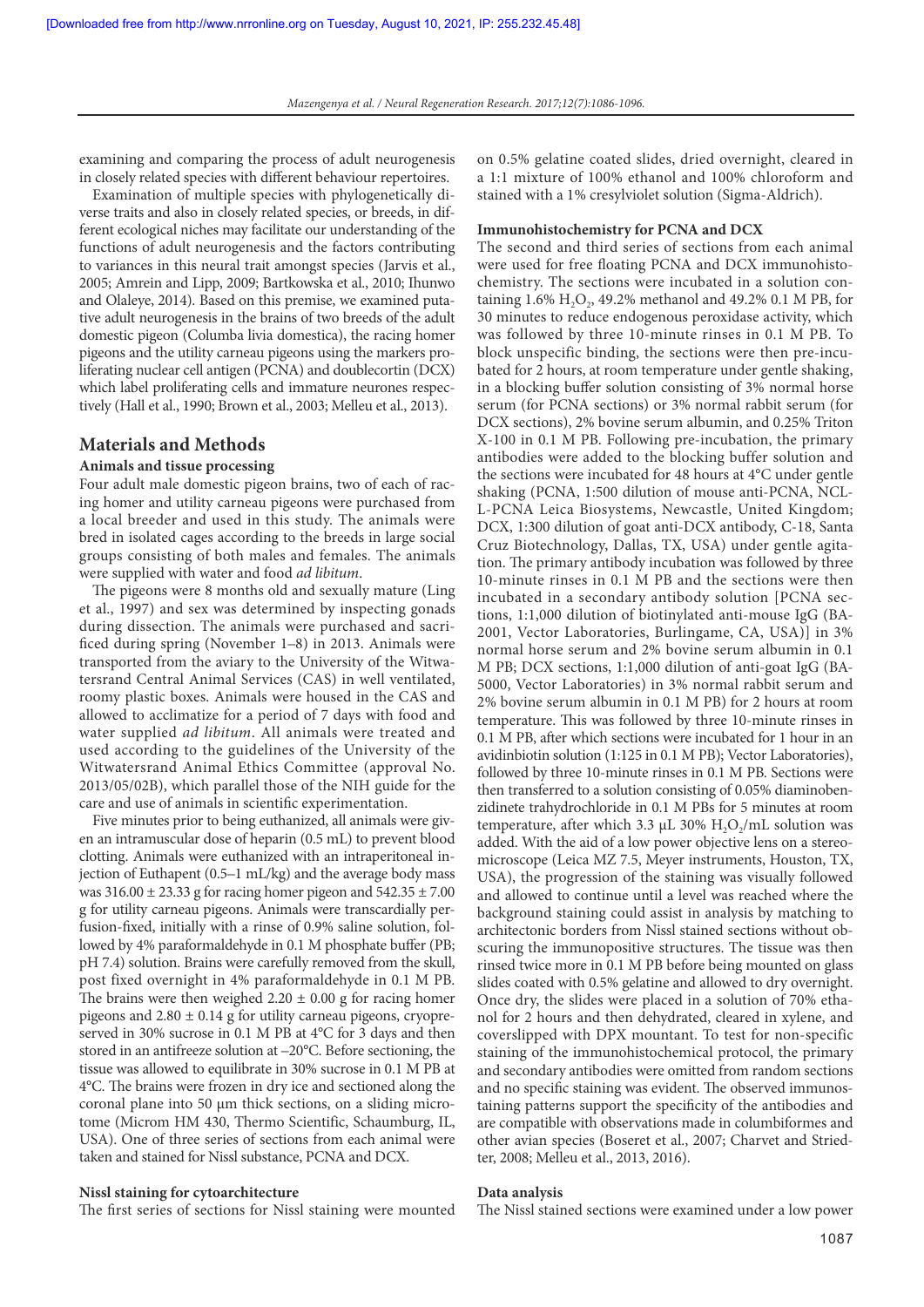examining and comparing the process of adult neurogenesis in closely related species with different behaviour repertoires.

Examination of multiple species with phylogenetically diverse traits and also in closely related species, or breeds, in different ecological niches may facilitate our understanding of the functions of adult neurogenesis and the factors contributing to variances in this neural trait amongst species (Jarvis et al., 2005; Amrein and Lipp, 2009; Bartkowska et al., 2010; Ihunwo and Olaleye, 2014). Based on this premise, we examined putative adult neurogenesis in the brains of two breeds of the adult domestic pigeon (Columba livia domestica), the racing homer pigeons and the utility carneau pigeons using the markers proliferating nuclear cell antigen (PCNA) and doublecortin (DCX) which label proliferating cells and immature neurones respectively (Hall et al., 1990; Brown et al., 2003; Melleu et al., 2013).

## Materials and Methods

### Animals and tissue processing

Four adult male domestic pigeon brains, two of each of racing homer and utility carneau pigeons were purchased from a local breeder and used in this study. The animals were bred in isolated cages according to the breeds in large social groups consisting of both males and females. The animals were supplied with water and food *ad libitum*.

The pigeons were 8 months old and sexually mature (Ling et al., 1997) and sex was determined by inspecting gonads during dissection. The animals were purchased and sacrificed during spring (November 1–8) in 2013. Animals were transported from the aviary to the University of the Witwatersrand Central Animal Services (CAS) in well ventilated, roomy plastic boxes. Animals were housed in the CAS and allowed to acclimatize for a period of 7 days with food and water supplied *ad libitum*. All animals were treated and used according to the guidelines of the University of the Witwatersrand Animal Ethics Committee (approval No. 2013/05/02B), which parallel those of the NIH guide for the care and use of animals in scientific experimentation.

Five minutes prior to being euthanized, all animals were given an intramuscular dose of heparin (0.5 mL) to prevent blood clotting. Animals were euthanized with an intraperitoneal injection of Euthapent (0.5–1 mL/kg) and the average body mass was $316.00 \pm 23.33$ g for racing homer pigeon and $542.35 \pm 7.00$ g for utility carneau pigeons. Animals were transcardially perfusion-fixed, initially with a rinse of 0.9% saline solution, followed by 4% paraformaldehyde in 0.1 M phosphate buffer (PB; pH 7.4) solution. Brains were carefully removed from the skull, post fixed overnight in 4% paraformaldehyde in 0.1 M PB. The brains were then weighed $2.20 \pm 0.00$ g for racing homer pigeons and $2.80 \pm 0.14$ g for utility carneau pigeons, cryopreserved in 30% sucrose in 0.1 M PB at 4°C for 3 days and then stored in an antifreeze solution at –20°C. Before sectioning, the tissue was allowed to equilibrate in 30% sucrose in 0.1 M PB at 4°C. The brains were frozen in dry ice and sectioned along the coronal plane into 50 μm thick sections, on a sliding microtome (Microm HM 430, Thermo Scientific, Schaumburg, IL, USA). One of three series of sections from each animal were taken and stained for Nissl substance, PCNA and DCX.

### Nissl staining for cytoarchitecture

The first series of sections for Nissl staining were mounted on 0.5% gelatine coated slides, dried overnight, cleared in a 1:1 mixture of 100% ethanol and 100% chloroform and stained with a 1% cresylviolet solution (Sigma-Aldrich).

### Immunohistochemistry for PCNA and DCX

The second and third series of sections from each animal were used for free floating PCNA and DCX immunohistochemistry. The sections were incubated in a solution containing 1.6% $H_2O_2$, 49.2% methanol and 49.2% 0.1 M PB, for 30 minutes to reduce endogenous peroxidase activity, which was followed by three 10-minute rinses in 0.1 M PB. To block unspecific binding, the sections were then pre-incubated for 2 hours, at room temperature under gentle shaking, in a blocking buffer solution consisting of 3% normal horse serum (for PCNA sections) or 3% normal rabbit serum (for DCX sections), 2% bovine serum albumin, and 0.25% Triton X-100 in 0.1 M PB. Following pre-incubation, the primary antibodies were added to the blocking buffer solution and the sections were incubated for 48 hours at 4°C under gentle shaking (PCNA, 1:500 dilution of mouse anti-PCNA, NCL-L-PCNA Leica Biosystems, Newcastle, United Kingdom; DCX, 1:300 dilution of goat anti-DCX antibody, C-18, Santa Cruz Biotechnology, Dallas, TX, USA) under gentle agitation. The primary antibody incubation was followed by three 10-minute rinses in 0.1 M PB and the sections were then incubated in a secondary antibody solution [PCNA sections, 1:1,000 dilution of biotinylated anti-mouse IgG (BA-2001, Vector Laboratories, Burlingame, CA, USA)] in 3% normal horse serum and 2% bovine serum albumin in 0.1 M PB; DCX sections, 1:1,000 dilution of anti-goat IgG (BA-5000, Vector Laboratories) in 3% normal rabbit serum and 2% bovine serum albumin in 0.1 M PB) for 2 hours at room temperature. This was followed by three 10-minute rinses in 0.1 M PB, after which sections were incubated for 1 hour in an avidinbiotin solution (1:125 in 0.1 M PB); Vector Laboratories), followed by three 10-minute rinses in 0.1 M PB. Sections were then transferred to a solution consisting of 0.05% diaminobenzidinete trahydrochloride in 0.1 M PBs for 5 minutes at room temperature, after which 3.3 μL 30% $H_2O_2$/mL solution was added. With the aid of a low power objective lens on a stereomicroscope (Leica MZ 7.5, Meyer instruments, Houston, TX, USA), the progression of the staining was visually followed and allowed to continue until a level was reached where the background staining could assist in analysis by matching to architectonic borders from Nissl stained sections without obscuring the immunopositive structures. The tissue was then rinsed twice more in 0.1 M PB before being mounted on glass slides coated with 0.5% gelatine and allowed to dry overnight. Once dry, the slides were placed in a solution of 70% ethanol for 2 hours and then dehydrated, cleared in xylene, and coverslipped with DPX mountant. To test for non-specific staining of the immunohistochemical protocol, the primary and secondary antibodies were omitted from random sections and no specific staining was evident. The observed immunostaining patterns support the specificity of the antibodies and are compatible with observations made in columbiformes and other avian species (Boseret et al., 2007; Charvet and Striedter, 2008; Melleu et al., 2013, 2016).

### Data analysis

The Nissl stained sections were examined under a low power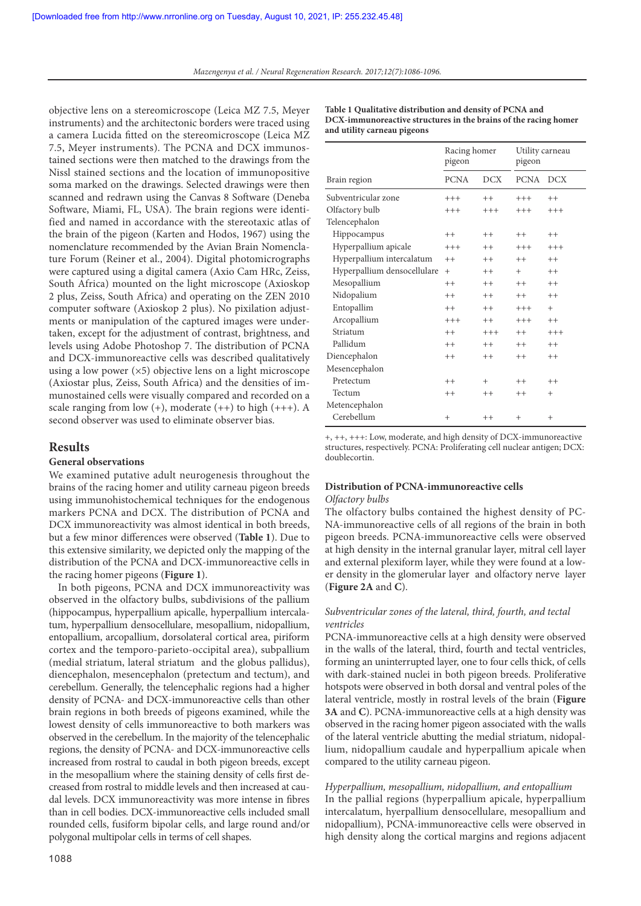objective lens on a stereomicroscope (Leica MZ 7.5, Meyer instruments) and the architectonic borders were traced using a camera Lucida fitted on the stereomicroscope (Leica MZ 7.5, Meyer instruments). The PCNA and DCX immunostained sections were then matched to the drawings from the Nissl stained sections and the location of immunopositive soma marked on the drawings. Selected drawings were then scanned and redrawn using the Canvas 8 Software (Deneba Software, Miami, FL, USA). The brain regions were identified and named in accordance with the stereotaxic atlas of the brain of the pigeon (Karten and Hodos, 1967) using the nomenclature recommended by the Avian Brain Nomenclature Forum (Reiner et al., 2004). Digital photomicrographs were captured using a digital camera (Axio Cam HRc, Zeiss, South Africa) mounted on the light microscope (Axioskop 2 plus, Zeiss, South Africa) and operating on the ZEN 2010 computer software (Axioskop 2 plus). No pixilation adjustments or manipulation of the captured images were undertaken, except for the adjustment of contrast, brightness, and levels using Adobe Photoshop 7. The distribution of PCNA and DCX-immunoreactive cells was described qualitatively using a low power (×5) objective lens on a light microscope (Axiostar plus, Zeiss, South Africa) and the densities of immunostained cells were visually compared and recorded on a scale ranging from low (+), moderate (++) to high (+++). A second observer was used to eliminate observer bias.

## Results

### General observations

We examined putative adult neurogenesis throughout the brains of the racing homer and utility carneau pigeon breeds using immunohistochemical techniques for the endogenous markers PCNA and DCX. The distribution of PCNA and DCX immunoreactivity was almost identical in both breeds, but a few minor differences were observed (**Table 1**). Due to this extensive similarity, we depicted only the mapping of the distribution of the PCNA and DCX-immunoreactive cells in the racing homer pigeons (**Figure 1**).

In both pigeons, PCNA and DCX immunoreactivity was observed in the olfactory bulbs, subdivisions of the pallium (hippocampus, hyperpallium apicalle, hyperpallium intercalatum, hyperpallium densocellulare, mesopallium, nidopallium, entopallium, arcopallium, dorsolateral cortical area, piriform cortex and the temporo-parieto-occipital area), subpallium (medial striatum, lateral striatum and the globus pallidus), diencephalon, mesencephalon (pretectum and tectum), and cerebellum. Generally, the telencephalic regions had a higher density of PCNA- and DCX-immunoreactive cells than other brain regions in both breeds of pigeons examined, while the lowest density of cells immunoreactive to both markers was observed in the cerebellum. In the majority of the telencephalic regions, the density of PCNA- and DCX-immunoreactive cells increased from rostral to caudal in both pigeon breeds, except in the mesopallium where the staining density of cells first decreased from rostral to middle levels and then increased at caudal levels. DCX immunoreactivity was more intense in fibres than in cell bodies. DCX-immunoreactive cells included small rounded cells, fusiform bipolar cells, and large round and/or polygonal multipolar cells in terms of cell shapes.

**Table 1 Qualitative distribution and density of PCNA and DCX-immunoreactive structures in the brains of the racing homer and utility carneau pigeons**

| | Racing homer pigeon | | Utility carneau pigeon | |
|---|---|---|---|---|
| Brain region | PCNA | DCX | PCNA | DCX |
| Subventricular zone | +++ | ++ | +++ | ++ |
| Olfactory bulb | +++ | +++ | +++ | +++ |
| Telencephalon | | | | |
| Hippocampus | ++ | ++ | ++ | ++ |
| Hyperpallium apicale | +++ | ++ | +++ | +++ |
| Hyperpallium intercalatum | ++ | ++ | ++ | ++ |
| Hyperpallium densocellulare | + | ++ | + | ++ |
| Mesopallium | ++ | ++ | ++ | ++ |
| Nidopalium | ++ | ++ | ++ | ++ |
| Entopallium | ++ | ++ | +++ | + |
| Arcopallium | +++ | ++ | +++ | ++ |
| Striatum | ++ | +++ | ++ | +++ |
| Pallidum | ++ | ++ | ++ | ++ |
| Diencephalon | ++ | ++ | ++ | ++ |
| Mesencephalon | | | | |
| Pretectum | ++ | + | ++ | ++ |
| Tectum | ++ | ++ | ++ | + |
| Metencephalon | | | | |
| Cerebellum | + | ++ | + | + |

+, ++, +++: Low, moderate, and high density of DCX-immunoreactive structures, respectively. PCNA: Proliferating cell nuclear antigen; DCX: doublecortin.

### Distribution of PCNA-immunoreactive cells

*Olfactory bulbs*

The olfactory bulbs contained the highest density of PCNA-immunoreactive cells of all regions of the brain in both pigeon breeds. PCNA-immunoreactive cells were observed at high density in the internal granular layer, mitral cell layer and external plexiform layer, while they were found at a lower density in the glomerular layer and olfactory nerve layer (**Figure 2A** and **C**).

*Subventricular zones of the lateral, third, fourth, and tectal ventricles*

PCNA-immunoreactive cells at a high density were observed in the walls of the lateral, third, fourth and tectal ventricles, forming an uninterrupted layer, one to four cells thick, of cells with dark-stained nuclei in both pigeon breeds. Proliferative hotspots were observed in both dorsal and ventral poles of the lateral ventricle, mostly in rostral levels of the brain (**Figure 3A** and **C**). PCNA-immunoreactive cells at a high density was observed in the racing homer pigeon associated with the walls of the lateral ventricle abutting the medial striatum, nidopallium, nidopallium caudale and hyperpallium apicale when compared to the utility carneau pigeon.

*Hyperpallium, mesopallium, nidopallium, and entopallium*

In the pallial regions (hyperpallium apicale, hyperpallium intercalatum, hyerpallium densocellulare, mesopallium and nidopallium), PCNA-immunoreactive cells were observed in high density along the cortical margins and regions adjacent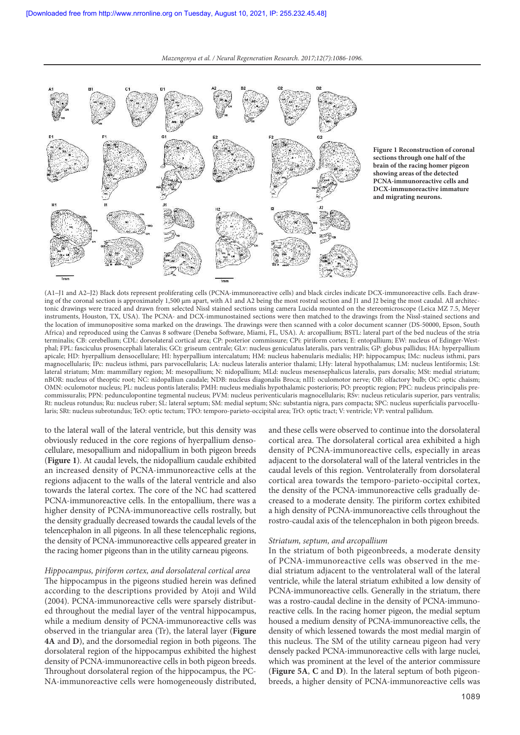**Figure 1 Reconstruction of coronal sections through one half of the brain of the racing homer pigeon showing areas of the detected PCNA-immunoreactive cells and DCX-immunoreactive immature and migrating neurons.**

(A1–J1 and A2–J2) Black dots represent proliferating cells (PCNA-immunoreactive cells) and black circles indicate DCX-immunoreactive cells. Each drawing of the coronal section is approximately 1,500 μm apart, with A1 and A2 being the most rostral section and J1 and J2 being the most caudal. All architectonic drawings were traced and drawn from selected Nissl stained sections using camera Lucida mounted on the stereomicroscope (Leica MZ 7.5, Meyer instruments, Houston, TX, USA). The PCNA- and DCX-immunostained sections were then matched to the drawings from the Nissl-stained sections and the location of immunopositive soma marked on the drawings. The drawings were then scanned with a color document scanner (DS-50000, Epson, South Africa) and reproduced using the Canvas 8 software (Deneba Software, Miami, FL, USA). A: arcopallium; BSTL: lateral part of the bed nucleus of the stria terminalis; CB: cerebellum; CDL: dorsolateral cortical area; CP: posterior commissure; CPi: piriform cortex; E: entopallium; EW: nucleus of Edinger-Westphal; FPL: fasciculus prosencephali lateralis; GCt: griseum centrale; GLv: nucleus geniculatus lateralis, pars ventralis; GP: globus pallidus; HA: hyperpallium apicale; HD: hyerpallium densocellulare; HI: hyperpallium intercalatum; HM: nucleus habenularis medialis; HP: hippocampus; IMc: nucleus isthmi, pars magnocellularis; IPc: nucleus isthmi, pars parvocellularis; LA: nucleus lateralis anterior thalami; LHy: lateral hypothalamus; LM: nucleus lentiformis; LSt: lateral striatum; Mm: mammillary region; M: mesopallium; N: nidopallium; MLd: nucleus mesensephalicus lateralis, pars dorsalis; MSt: medial striatum; nBOR: nucleus of theoptic root; NC: nidopalliun caudale; NDB: nucleus diagonalis Broca; nIII: oculomotor nerve; OB: olfactory bulb; OC: optic chaism; OMN: oculomotor nucleus; PL: nucleus pontis lateralis; PMH: nucleus medialis hypothalamic posterioris; PO: preoptic region; PPC: nucleus principalis precommissuralis; PPN: pedunculopontine tegmental nucleus; PVM: nucleus periventicularis magnocellularis; RSv: nucleus reticularis superior, pars ventralis; Rt: nucleus rotundus; Ru: nucleus ruber; SL: lateral septum; SM: medial septum; SNc: substantia nigra, pars compacta; SPC: nucleus superficialis parvocellularis; SRt: nucleus subrotundus; TeO: optic tectum; TPO: temporo-parieto-occipital area; TrO: optic tract; V: ventricle; VP: ventral pallidum.

to the lateral wall of the lateral ventricle, but this density was obviously reduced in the core regions of hyerpallium densocellulare, mesopallium and nidopallium in both pigeon breeds (**Figure 1**). At caudal levels, the nidopallium caudale exhibited an increased density of PCNA-immunoreactive cells at the regions adjacent to the walls of the lateral ventricle and also towards the lateral cortex. The core of the NC had scattered PCNA-immunoreactive cells. In the entopallium, there was a higher density of PCNA-immunoreactive cells rostrally, but the density gradually decreased towards the caudal levels of the telencephalon in all pigeons. In all these telencephalic regions, the density of PCNA-immunoreactive cells appeared greater in the racing homer pigeons than in the utility carneau pigeons.

*Hippocampus, piriform cortex, and dorsolateral cortical area*

The hippocampus in the pigeons studied herein was defined according to the descriptions provided by Atoji and Wild (2004). PCNA-immunoreactive cells were sparsely distributed throughout the medial layer of the ventral hippocampus, while a medium density of PCNA-immunoreactive cells was observed in the triangular area (Tr), the lateral layer (**Figure 4A** and **D**), and the dorsomedial region in both pigeons. The dorsolateral region of the hippocampus exhibited the highest density of PCNA-immunoreactive cells in both pigeon breeds. Throughout dorsolateral region of the hippocampus, the PCNA-immunoreactive cells were homogeneously distributed, and these cells were observed to continue into the dorsolateral cortical area. The dorsolateral cortical area exhibited a high density of PCNA-immunoreactive cells, especially in areas adjacent to the dorsolateral wall of the lateral ventricles in the caudal levels of this region. Ventrolaterally from dorsolateral cortical area towards the temporo-parieto-occipital cortex, the density of the PCNA-immunoreactive cells gradually decreased to a moderate density. The piriform cortex exhibited a high density of PCNA-immunoreactive cells throughout the rostro-caudal axis of the telencephalon in both pigeon breeds.

*Striatum, septum, and arcopallium*

In the striatum of both pigeonbreeds, a moderate density of PCNA-immunoreactive cells was observed in the medial striatum adjacent to the ventrolateral wall of the lateral ventricle, while the lateral striatum exhibited a low density of PCNA-immunoreactive cells. Generally in the striatum, there was a rostro-caudal decline in the density of PCNA-immunoreactive cells. In the racing homer pigeon, the medial septum housed a medium density of PCNA-immunoreactive cells, the density of which lessened towards the most medial margin of this nucleus. The SM of the utility carneau pigeon had very densely packed PCNA-immunoreactive cells with large nuclei, which was prominent at the level of the anterior commissure (**Figure 5A**, **C** and **D**). In the lateral septum of both pigeonbreeds, a higher density of PCNA-immunoreactive cells was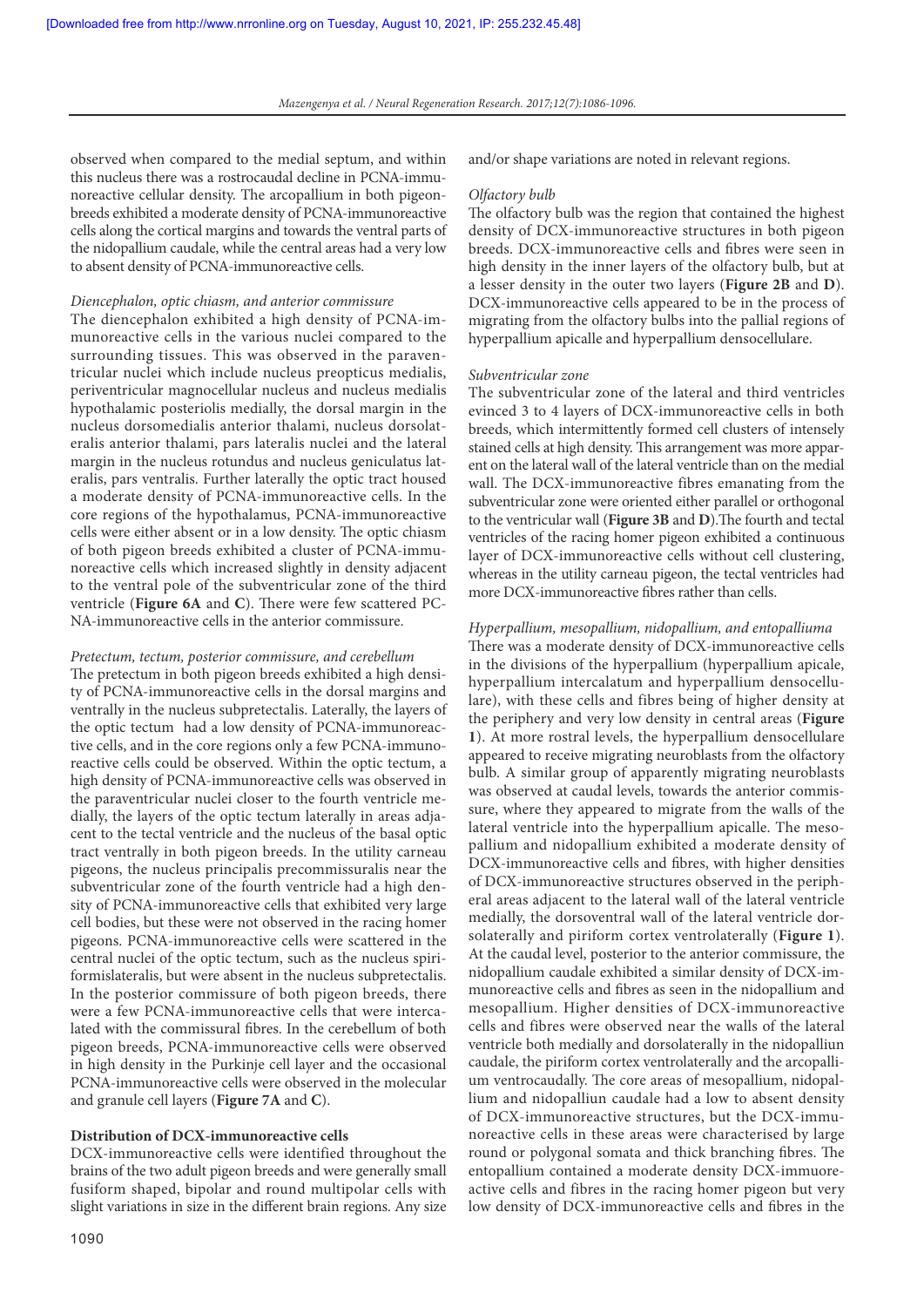observed when compared to the medial septum, and within this nucleus there was a rostrocaudal decline in PCNA-immunoreactive cellular density. The arcopallium in both pigeon-breeds exhibited a moderate density of PCNA-immunoreactive cells along the cortical margins and towards the ventral parts of the nidopallium caudale, while the central areas had a very low to absent density of PCNA-immunoreactive cells.

*Diencephalon, optic chiasm, and anterior commissure*

The diencephalon exhibited a high density of PCNA-immunoreactive cells in the various nuclei compared to the surrounding tissues. This was observed in the paraventricular nuclei which include nucleus preopticus medialis, periventricular magnocellular nucleus and nucleus medialis hypothalamic posteriolis medially, the dorsal margin in the nucleus dorsomedialis anterior thalami, nucleus dorsolateralis anterior thalami, pars lateralis nuclei and the lateral margin in the nucleus rotundus and nucleus geniculatus lateralis, pars ventralis. Further laterally the optic tract housed a moderate density of PCNA-immunoreactive cells. In the core regions of the hypothalamus, PCNA-immunoreactive cells were either absent or in a low density. The optic chiasm of both pigeon breeds exhibited a cluster of PCNA-immunoreactive cells which increased slightly in density adjacent to the ventral pole of the subventricular zone of the third ventricle (**Figure 6A** and **C**). There were few scattered PCNA-immunoreactive cells in the anterior commissure.

*Pretectum, tectum, posterior commissure, and cerebellum*

The pretectum in both pigeon breeds exhibited a high density of PCNA-immunoreactive cells in the dorsal margins and ventrally in the nucleus subpretectalis. Laterally, the layers of the optic tectum had a low density of PCNA-immunoreactive cells, and in the core regions only a few PCNA-immunoreactive cells could be observed. Within the optic tectum, a high density of PCNA-immunoreactive cells was observed in the paraventricular nuclei closer to the fourth ventricle medially, the layers of the optic tectum laterally in areas adjacent to the tectal ventricle and the nucleus of the basal optic tract ventrally in both pigeon breeds. In the utility carneau pigeons, the nucleus principalis precommissuralis near the subventricular zone of the fourth ventricle had a high density of PCNA-immunoreactive cells that exhibited very large cell bodies, but these were not observed in the racing homer pigeons. PCNA-immunoreactive cells were scattered in the central nuclei of the optic tectum, such as the nucleus spiriformislateralis, but were absent in the nucleus subpretectalis. In the posterior commissure of both pigeon breeds, there were a few PCNA-immunoreactive cells that were intercalated with the commissural fibres. In the cerebellum of both pigeon breeds, PCNA-immunoreactive cells were observed in high density in the Purkinje cell layer and the occasional PCNA-immunoreactive cells were observed in the molecular and granule cell layers (**Figure 7A** and **C**).

**Distribution of DCX-immunoreactive cells**

DCX-immunoreactive cells were identified throughout the brains of the two adult pigeon breeds and were generally small fusiform shaped, bipolar and round multipolar cells with slight variations in size in the different brain regions. Any size and/or shape variations are noted in relevant regions.

*Olfactory bulb*

The olfactory bulb was the region that contained the highest density of DCX-immunoreactive structures in both pigeon breeds. DCX-immunoreactive cells and fibres were seen in high density in the inner layers of the olfactory bulb, but at a lesser density in the outer two layers (**Figure 2B** and **D**). DCX-immunoreactive cells appeared to be in the process of migrating from the olfactory bulbs into the pallial regions of hyperpallium apicalle and hyperpallium densocellulare.

*Subventricular zone*

The subventricular zone of the lateral and third ventricles evinced 3 to 4 layers of DCX-immunoreactive cells in both breeds, which intermittently formed cell clusters of intensely stained cells at high density. This arrangement was more apparent on the lateral wall of the lateral ventricle than on the medial wall. The DCX-immunoreactive fibres emanating from the subventricular zone were oriented either parallel or orthogonal to the ventricular wall (**Figure 3B** and **D**).The fourth and tectal ventricles of the racing homer pigeon exhibited a continuous layer of DCX-immunoreactive cells without cell clustering, whereas in the utility carneau pigeon, the tectal ventricles had more DCX-immunoreactive fibres rather than cells.

*Hyperpallium, mesopallium, nidopallium, and entopalliuma*

There was a moderate density of DCX-immunoreactive cells in the divisions of the hyperpallium (hyperpallium apicale, hyperpallium intercalatum and hyperpallium densocellulare), with these cells and fibres being of higher density at the periphery and very low density in central areas (**Figure 1**). At more rostral levels, the hyperpallium densocellulare appeared to receive migrating neuroblasts from the olfactory bulb. A similar group of apparently migrating neuroblasts was observed at caudal levels, towards the anterior commissure, where they appeared to migrate from the walls of the lateral ventricle into the hyperpallium apicalle. The mesopallium and nidopallium exhibited a moderate density of DCX-immunoreactive cells and fibres, with higher densities of DCX-immunoreactive structures observed in the peripheral areas adjacent to the lateral wall of the lateral ventricle medially, the dorsoventral wall of the lateral ventricle dorsolaterally and piriform cortex ventrolaterally (**Figure 1**). At the caudal level, posterior to the anterior commissure, the nidopallium caudale exhibited a similar density of DCX-immunoreactive cells and fibres as seen in the nidopallium and mesopallium. Higher densities of DCX-immunoreactive cells and fibres were observed near the walls of the lateral ventricle both medially and dorsolaterally in the nidopalliun caudale, the piriform cortex ventrolaterally and the arcopallium ventrocaudally. The core areas of mesopallium, nidopallium and nidopalliun caudale had a low to absent density of DCX-immunoreactive structures, but the DCX-immunoreactive cells in these areas were characterised by large round or polygonal somata and thick branching fibres. The entopallium contained a moderate density DCX-immuoreactive cells and fibres in the racing homer pigeon but very low density of DCX-immunoreactive cells and fibres in the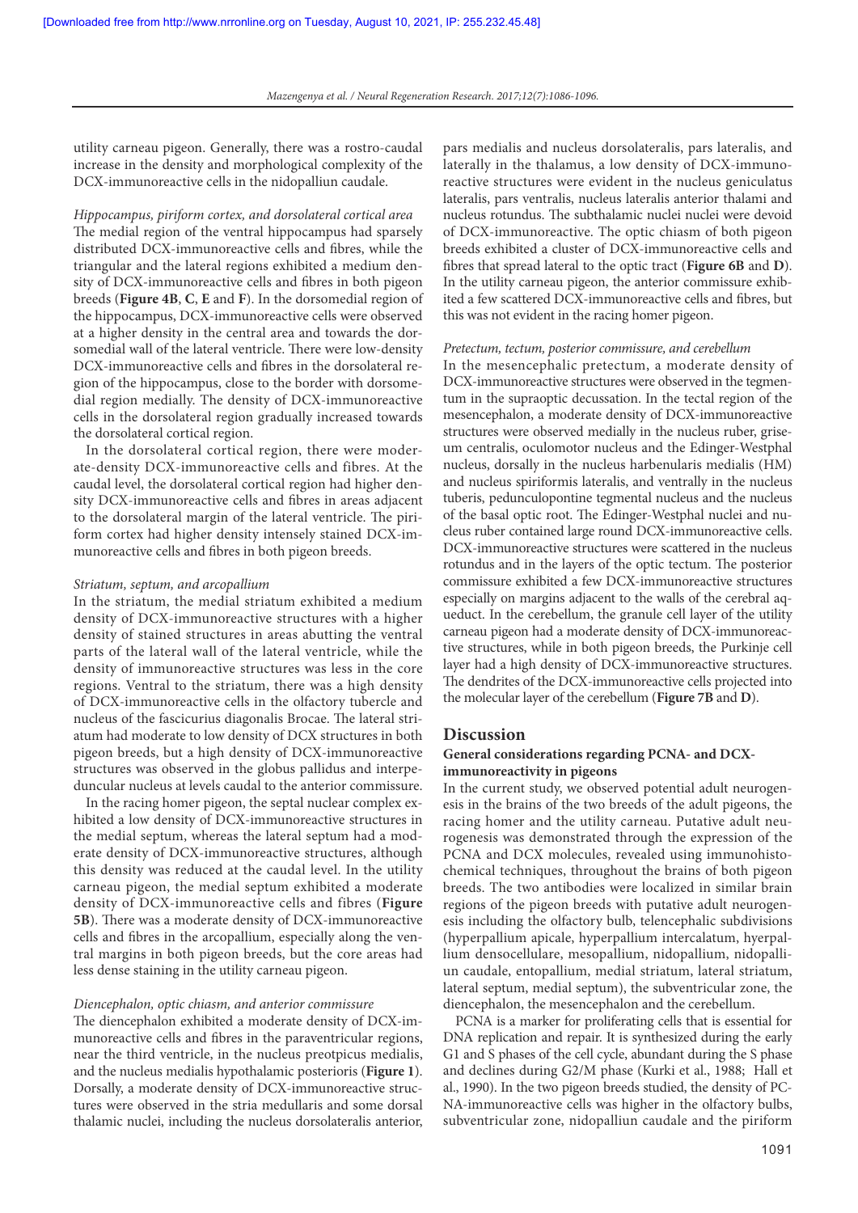utility carneau pigeon. Generally, there was a rostro-caudal increase in the density and morphological complexity of the DCX-immunoreactive cells in the nidopalliun caudale.

*Hippocampus, piriform cortex, and dorsolateral cortical area*

The medial region of the ventral hippocampus had sparsely distributed DCX-immunoreactive cells and fibres, while the triangular and the lateral regions exhibited a medium density of DCX-immunoreactive cells and fibres in both pigeon breeds (**Figure 4B**, **C**, **E** and **F**). In the dorsomedial region of the hippocampus, DCX-immunoreactive cells were observed at a higher density in the central area and towards the dorsomedial wall of the lateral ventricle. There were low-density DCX-immunoreactive cells and fibres in the dorsolateral region of the hippocampus, close to the border with dorsomedial region medially. The density of DCX-immunoreactive cells in the dorsolateral region gradually increased towards the dorsolateral cortical region.

In the dorsolateral cortical region, there were moderate-density DCX-immunoreactive cells and fibres. At the caudal level, the dorsolateral cortical region had higher density DCX-immunoreactive cells and fibres in areas adjacent to the dorsolateral margin of the lateral ventricle. The piriform cortex had higher density intensely stained DCX-immunoreactive cells and fibres in both pigeon breeds.

*Striatum, septum, and arcopallium*

In the striatum, the medial striatum exhibited a medium density of DCX-immunoreactive structures with a higher density of stained structures in areas abutting the ventral parts of the lateral wall of the lateral ventricle, while the density of immunoreactive structures was less in the core regions. Ventral to the striatum, there was a high density of DCX-immunoreactive cells in the olfactory tubercle and nucleus of the fascicurius diagonalis Brocae. The lateral striatum had moderate to low density of DCX structures in both pigeon breeds, but a high density of DCX-immunoreactive structures was observed in the globus pallidus and interpeduncular nucleus at levels caudal to the anterior commissure.

In the racing homer pigeon, the septal nuclear complex exhibited a low density of DCX-immunoreactive structures in the medial septum, whereas the lateral septum had a moderate density of DCX-immunoreactive structures, although this density was reduced at the caudal level. In the utility carneau pigeon, the medial septum exhibited a moderate density of DCX-immunoreactive cells and fibres (**Figure 5B**). There was a moderate density of DCX-immunoreactive cells and fibres in the arcopallium, especially along the ventral margins in both pigeon breeds, but the core areas had less dense staining in the utility carneau pigeon.

*Diencephalon, optic chiasm, and anterior commissure*

The diencephalon exhibited a moderate density of DCX-immunoreactive cells and fibres in the paraventricular regions, near the third ventricle, in the nucleus preotpicus medialis, and the nucleus medialis hypothalamic posterioris (**Figure 1**). Dorsally, a moderate density of DCX-immunoreactive structures were observed in the stria medullaris and some dorsal thalamic nuclei, including the nucleus dorsolateralis anterior, pars medialis and nucleus dorsolateralis, pars lateralis, and laterally in the thalamus, a low density of DCX-immunoreactive structures were evident in the nucleus geniculatus lateralis, pars ventralis, nucleus lateralis anterior thalami and nucleus rotundus. The subthalamic nuclei nuclei were devoid of DCX-immunoreactive. The optic chiasm of both pigeon breeds exhibited a cluster of DCX-immunoreactive cells and fibres that spread lateral to the optic tract (**Figure 6B** and **D**). In the utility carneau pigeon, the anterior commissure exhibited a few scattered DCX-immunoreactive cells and fibres, but this was not evident in the racing homer pigeon.

*Pretectum, tectum, posterior commissure, and cerebellum*

In the mesencephalic pretectum, a moderate density of DCX-immunoreactive structures were observed in the tegmentum in the supraoptic decussation. In the tectal region of the mesencephalon, a moderate density of DCX-immunoreactive structures were observed medially in the nucleus ruber, griseum centralis, oculomotor nucleus and the Edinger-Westphal nucleus, dorsally in the nucleus harbenularis medialis (HM) and nucleus spiriformis lateralis, and ventrally in the nucleus tuberis, pedunculopontine tegmental nucleus and the nucleus of the basal optic root. The Edinger-Westphal nuclei and nucleus ruber contained large round DCX-immunoreactive cells. DCX-immunoreactive structures were scattered in the nucleus rotundus and in the layers of the optic tectum. The posterior commissure exhibited a few DCX-immunoreactive structures especially on margins adjacent to the walls of the cerebral aqueduct. In the cerebellum, the granule cell layer of the utility carneau pigeon had a moderate density of DCX-immunoreactive structures, while in both pigeon breeds, the Purkinje cell layer had a high density of DCX-immunoreactive structures. The dendrites of the DCX-immunoreactive cells projected into the molecular layer of the cerebellum (**Figure 7B** and **D**).

## Discussion

### General considerations regarding PCNA- and DCX-immunoreactivity in pigeons

In the current study, we observed potential adult neurogenesis in the brains of the two breeds of the adult pigeons, the racing homer and the utility carneau. Putative adult neurogenesis was demonstrated through the expression of the PCNA and DCX molecules, revealed using immunohistochemical techniques, throughout the brains of both pigeon breeds. The two antibodies were localized in similar brain regions of the pigeon breeds with putative adult neurogenesis including the olfactory bulb, telencephalic subdivisions (hyperpallium apicale, hyperpallium intercalatum, hyerpallium densocellulare, mesopallium, nidopallium, nidopalliun caudale, entopallium, medial striatum, lateral striatum, lateral septum, medial septum), the subventricular zone, the diencephalon, the mesencephalon and the cerebellum.

PCNA is a marker for proliferating cells that is essential for DNA replication and repair. It is synthesized during the early G1 and S phases of the cell cycle, abundant during the S phase and declines during G2/M phase (Kurki et al., 1988; Hall et al., 1990). In the two pigeon breeds studied, the density of PCNA-immunoreactive cells was higher in the olfactory bulbs, subventricular zone, nidopalliun caudale and the piriform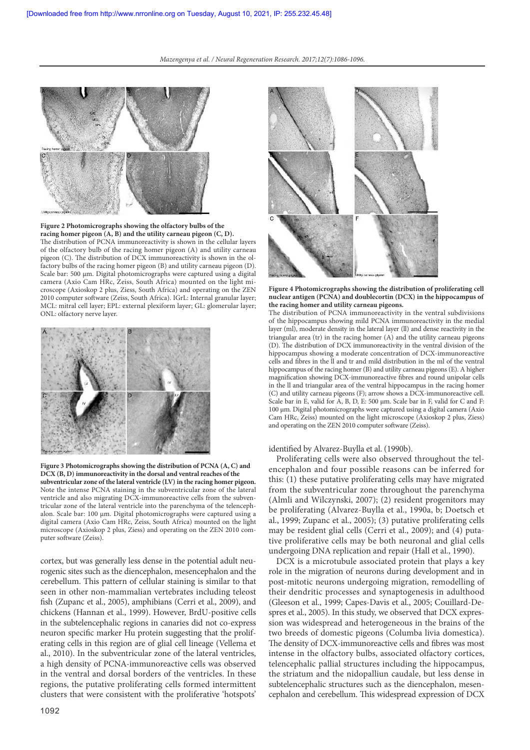**Figure 2 Photomicrographs showing the olfactory bulbs of the racing homer pigeon (A, B) and the utility carneau pigeon (C, D).**
The distribution of PCNA immunoreactivity is shown in the cellular layers of the olfactory bulb of the racing homer pigeon (A) and utility carneau pigeon (C). The distribution of DCX immunoreactivity is shown in the olfactory bulbs of the racing homer pigeon (B) and utility carneau pigeon (D). Scale bar: 500 μm. Digital photomicrographs were captured using a digital camera (Axio Cam HRc, Zeiss, South Africa) mounted on the light microscope (Axioskop 2 plus, Ziess, South Africa) and operating on the ZEN 2010 computer software (Zeiss, South Africa). IGrL: Internal granular layer; MCL: mitral cell layer; EPL: external plexiform layer; GL: glomerular layer; ONL: olfactory nerve layer.

**Figure 3 Photomicrographs showing the distribution of PCNA (A, C) and DCX (B, D) immunoreactivity in the dorsal and ventral reaches of the subventricular zone of the lateral ventricle (LV) in the racing homer pigeon.**
Note the intense PCNA staining in the subventricular zone of the lateral ventricle and also migrating DCX-immunoreactive cells from the subventricular zone of the lateral ventricle into the parenchyma of the telencephalon. Scale bar: 100 μm. Digital photomicrographs were captured using a digital camera (Axio Cam HRc, Zeiss, South Africa) mounted on the light microscope (Axioskop 2 plus, Ziess) and operating on the ZEN 2010 computer software (Zeiss).

**Figure 4 Photomicrographs showing the distribution of proliferating cell nuclear antigen (PCNA) and doublecortin (DCX) in the hippocampus of the racing homer and utility carneau pigeons.**
The distribution of PCNA immunoreactivity in the ventral subdivisions of the hippocampus showing mild PCNA immunoreactivity in the medial layer (ml), moderate density in the lateral layer (ll) and dense reactivity in the triangular area (tr) in the racing homer (A) and the utility carneau pigeons (D). The distribution of DCX immunoreactivity in the ventral division of the hippocampus showing a moderate concentration of DCX-immunoreactive cells and fibres in the ll and tr and mild distribution in the ml of the ventral hippocampus of the racing homer (B) and utility carneau pigeons (E). A higher magnification showing DCX-immunoreactive fibres and round unipolar cells in the ll and triangular area of the ventral hippocampus in the racing homer (C) and utility carneau pigeons (F); arrow shows a DCX-immunoreactive cell. Scale bar in E, valid for A, B, D, E: 500 μm. Scale bar in F, valid for C and F: 100 μm. Digital photomicrographs were captured using a digital camera (Axio Cam HRc, Zeiss) mounted on the light microscope (Axioskop 2 plus, Ziess) and operating on the ZEN 2010 computer software (Zeiss).

cortex, but was generally less dense in the potential adult neurogenic sites such as the diencephalon, mesencephalon and the cerebellum. This pattern of cellular staining is similar to that seen in other non-mammalian vertebrates including teleost fish (Zupanc et al., 2005), amphibians (Cerri et al., 2009), and chickens (Hannan et al., 1999). However, BrdU-positive cells in the subtelencephalic regions in canaries did not co-express neuron specific marker Hu protein suggesting that the proliferating cells in this region are of glial cell lineage (Vellema et al., 2010). In the subventricular zone of the lateral ventricles, a high density of PCNA-immunoreactive cells was observed in the ventral and dorsal borders of the ventricles. In these regions, the putative proliferating cells formed intermittent clusters that were consistent with the proliferative 'hotspots' identified by Alvarez-Buylla et al. (1990b).

Proliferating cells were also observed throughout the telencephalon and four possible reasons can be inferred for this: (1) these putative proliferating cells may have migrated from the subventricular zone throughout the parenchyma (Almli and Wilczynski, 2007); (2) resident progenitors may be proliferating (Alvarez-Buylla et al., 1990a, b; Doetsch et al., 1999; Zupanc et al., 2005); (3) putative proliferating cells may be resident glial cells (Cerri et al., 2009); and (4) putative proliferative cells may be both neuronal and glial cells undergoing DNA replication and repair (Hall et al., 1990).

DCX is a microtubule associated protein that plays a key role in the migration of neurons during development and in post-mitotic neurons undergoing migration, remodelling of their dendritic processes and synaptogenesis in adulthood (Gleeson et al., 1999; Capes-Davis et al., 2005; Couillard-Despres et al., 2005). In this study, we observed that DCX expression was widespread and heterogeneous in the brains of the two breeds of domestic pigeons (Columba livia domestica). The density of DCX-immunoreactive cells and fibres was most intense in the olfactory bulbs, associated olfactory cortices, telencephalic pallial structures including the hippocampus, the striatum and the nidopalliun caudale, but less dense in subtelencephalic structures such as the diencephalon, mesencephalon and cerebellum. This widespread expression of DCX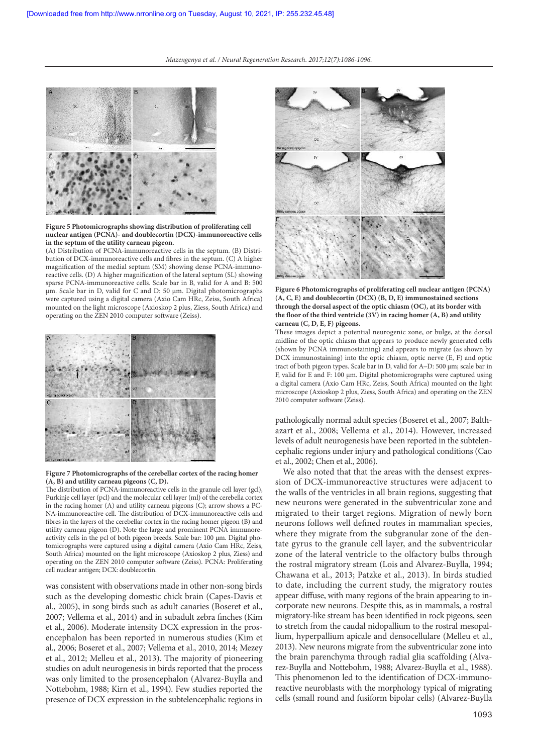**Figure 5 Photomicrographs showing distribution of proliferating cell nuclear antigen (PCNA)- and doublecortin (DCX)-immunoreactive cells in the septum of the utility carneau pigeon.**

(A) Distribution of PCNA-immunoreactive cells in the septum. (B) Distribution of DCX-immunoreactive cells and fibres in the septum. (C) A higher magnification of the medial septum (SM) showing dense PCNA-immunoreactive cells. (D) A higher magnification of the lateral septum (SL) showing sparse PCNA-immunoreactive cells. Scale bar in B, valid for A and B: 500 µm. Scale bar in D, valid for C and D: 50 µm. Digital photomicrographs were captured using a digital camera (Axio Cam HRc, Zeiss, South Africa) mounted on the light microscope (Axioskop 2 plus, Ziess, South Africa) and operating on the ZEN 2010 computer software (Zeiss).

**Figure 7 Photomicrographs of the cerebellar cortex of the racing homer (A, B) and utility carneau pigeons (C, D).**

The distribution of PCNA-immunoreactive cells in the granule cell layer (gcl), Purkinje cell layer (pcl) and the molecular cell layer (ml) of the cerebella cortex in the racing homer (A) and utility carneau pigeons (C); arrow shows a PCNA-immunoreactive cell. The distribution of DCX-immunoreactive cells and fibres in the layers of the cerebellar cortex in the racing homer pigeon (B) and utility carneau pigeon (D). Note the large and prominent PCNA immunoreactivity cells in the pcl of both pigeon breeds. Scale bar: 100 µm. Digital photomicrographs were captured using a digital camera (Axio Cam HRc, Zeiss, South Africa) mounted on the light microscope (Axioskop 2 plus, Ziess) and operating on the ZEN 2010 computer software (Zeiss). PCNA: Proliferating cell nuclear antigen; DCX: doublecortin.

was consistent with observations made in other non-song birds such as the developing domestic chick brain (Capes-Davis et al., 2005), in song birds such as adult canaries (Boseret et al., 2007; Vellema et al., 2014) and in subadult zebra finches (Kim et al., 2006). Moderate intensity DCX expression in the prosencephalon has been reported in numerous studies (Kim et al., 2006; Boseret et al., 2007; Vellema et al., 2010, 2014; Mezey et al., 2012; Melleu et al., 2013). The majority of pioneering studies on adult neurogenesis in birds reported that the process was only limited to the prosencephalon (Alvarez-Buylla and Nottebohm, 1988; Kirn et al., 1994). Few studies reported the presence of DCX expression in the subtelencephalic regions in

**Figure 6 Photomicrographs of proliferating cell nuclear antigen (PCNA) (A, C, E) and doublecortin (DCX) (B, D, E) immunostained sections through the dorsal aspect of the optic chiasm (OC), at its border with the floor of the third ventricle (3V) in racing homer (A, B) and utility carneau (C, D, E, F) pigeons.**

These images depict a potential neurogenic zone, or bulge, at the dorsal midline of the optic chiasm that appears to produce newly generated cells (shown by PCNA immunostaining) and appears to migrate (as shown by DCX immunostaining) into the optic chiasm, optic nerve (E, F) and optic tract of both pigeon types. Scale bar in D, valid for A–D: 500 µm; scale bar in F, valid for E and F: 100 µm. Digital photomicrographs were captured using a digital camera (Axio Cam HRc, Zeiss, South Africa) mounted on the light microscope (Axioskop 2 plus, Ziess, South Africa) and operating on the ZEN 2010 computer software (Zeiss).

pathologically normal adult species (Boseret et al., 2007; Balthazart et al., 2008; Vellema et al., 2014). However, increased levels of adult neurogenesis have been reported in the subtelencephalic regions under injury and pathological conditions (Cao et al., 2002; Chen et al., 2006).

We also noted that that the areas with the densest expression of DCX-immunoreactive structures were adjacent to the walls of the ventricles in all brain regions, suggesting that new neurons were generated in the subventricular zone and migrated to their target regions. Migration of newly born neurons follows well defined routes in mammalian species, where they migrate from the subgranular zone of the dentate gyrus to the granule cell layer, and the subventricular zone of the lateral ventricle to the olfactory bulbs through the rostral migratory stream (Lois and Alvarez-Buylla, 1994; Chawana et al., 2013; Patzke et al., 2013). In birds studied to date, including the current study, the migratory routes appear diffuse, with many regions of the brain appearing to incorporate new neurons. Despite this, as in mammals, a rostral migratory-like stream has been identified in rock pigeons, seen to stretch from the caudal nidopallium to the rostral mesopallium, hyperpallium apicale and densocellulare (Melleu et al., 2013). New neurons migrate from the subventricular zone into the brain parenchyma through radial glia scaffolding (Alvarez-Buylla and Nottebohm, 1988; Alvarez-Buylla et al., 1988). This phenomenon led to the identification of DCX-immunoreactive neuroblasts with the morphology typical of migrating cells (small round and fusiform bipolar cells) (Alvarez-Buylla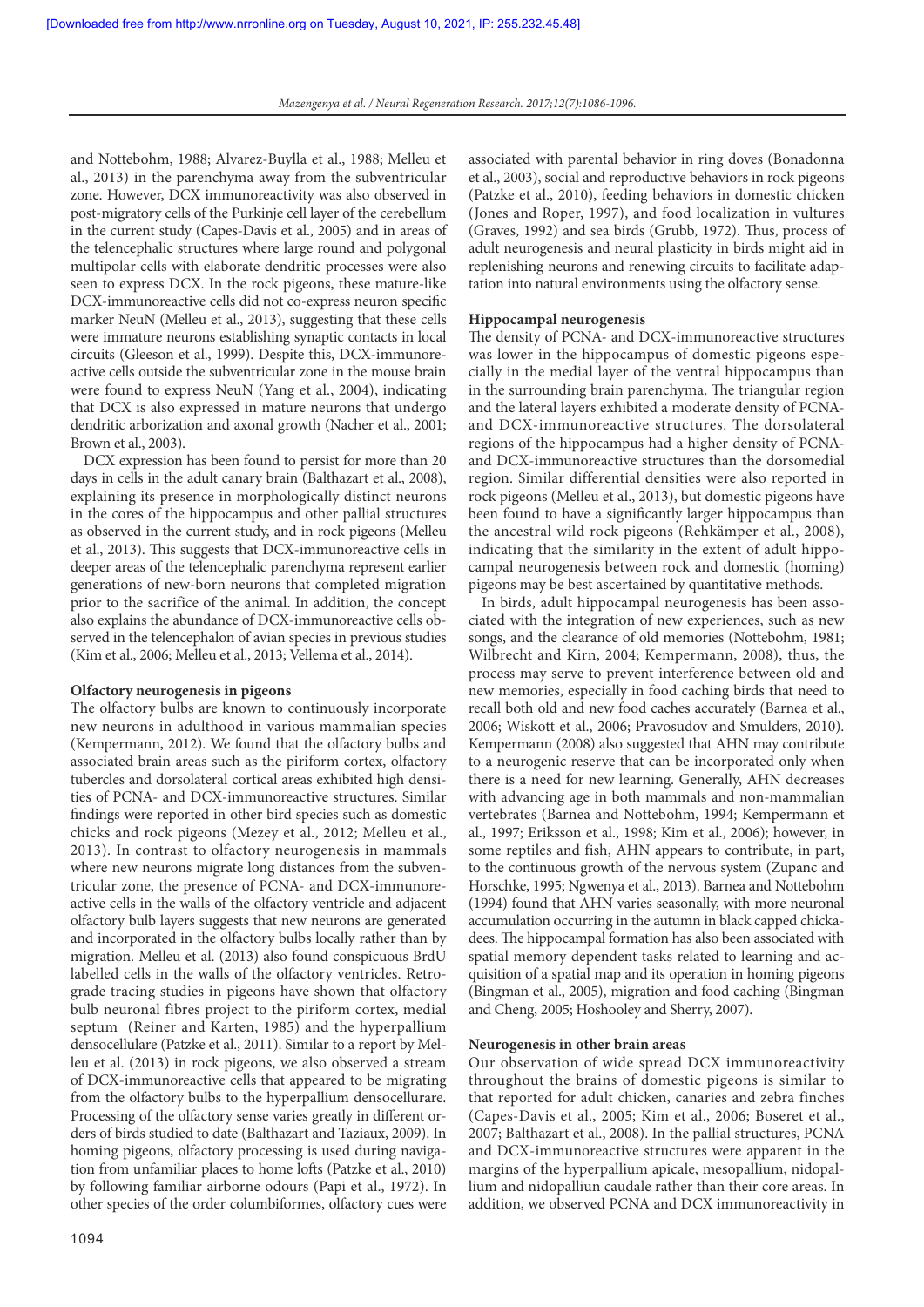and Nottebohm, 1988; Alvarez-Buylla et al., 1988; Melleu et al., 2013) in the parenchyma away from the subventricular zone. However, DCX immunoreactivity was also observed in post-migratory cells of the Purkinje cell layer of the cerebellum in the current study (Capes-Davis et al., 2005) and in areas of the telencephalic structures where large round and polygonal multipolar cells with elaborate dendritic processes were also seen to express DCX. In the rock pigeons, these mature-like DCX-immunoreactive cells did not co-express neuron specific marker NeuN (Melleu et al., 2013), suggesting that these cells were immature neurons establishing synaptic contacts in local circuits (Gleeson et al., 1999). Despite this, DCX-immunoreactive cells outside the subventricular zone in the mouse brain were found to express NeuN (Yang et al., 2004), indicating that DCX is also expressed in mature neurons that undergo dendritic arborization and axonal growth (Nacher et al., 2001; Brown et al., 2003).

DCX expression has been found to persist for more than 20 days in cells in the adult canary brain (Balthazart et al., 2008), explaining its presence in morphologically distinct neurons in the cores of the hippocampus and other pallial structures as observed in the current study, and in rock pigeons (Melleu et al., 2013). This suggests that DCX-immunoreactive cells in deeper areas of the telencephalic parenchyma represent earlier generations of new-born neurons that completed migration prior to the sacrifice of the animal. In addition, the concept also explains the abundance of DCX-immunoreactive cells observed in the telencephalon of avian species in previous studies (Kim et al., 2006; Melleu et al., 2013; Vellema et al., 2014).

**Olfactory neurogenesis in pigeons**

The olfactory bulbs are known to continuously incorporate new neurons in adulthood in various mammalian species (Kempermann, 2012). We found that the olfactory bulbs and associated brain areas such as the piriform cortex, olfactory tubercles and dorsolateral cortical areas exhibited high densities of PCNA- and DCX-immunoreactive structures. Similar findings were reported in other bird species such as domestic chicks and rock pigeons (Mezey et al., 2012; Melleu et al., 2013). In contrast to olfactory neurogenesis in mammals where new neurons migrate long distances from the subventricular zone, the presence of PCNA- and DCX-immunoreactive cells in the walls of the olfactory ventricle and adjacent olfactory bulb layers suggests that new neurons are generated and incorporated in the olfactory bulbs locally rather than by migration. Melleu et al. (2013) also found conspicuous BrdU labelled cells in the walls of the olfactory ventricles. Retrograde tracing studies in pigeons have shown that olfactory bulb neuronal fibres project to the piriform cortex, medial septum (Reiner and Karten, 1985) and the hyperpallium densocellulare (Patzke et al., 2011). Similar to a report by Melleu et al. (2013) in rock pigeons, we also observed a stream of DCX-immunoreactive cells that appeared to be migrating from the olfactory bulbs to the hyperpallium densocellulare. Processing of the olfactory sense varies greatly in different orders of birds studied to date (Balthazart and Taziaux, 2009). In homing pigeons, olfactory processing is used during navigation from unfamiliar places to home lofts (Patzke et al., 2010) by following familiar airborne odours (Papi et al., 1972). In other species of the order columbiformes, olfactory cues were associated with parental behavior in ring doves (Bonadonna et al., 2003), social and reproductive behaviors in rock pigeons (Patzke et al., 2010), feeding behaviors in domestic chicken (Jones and Roper, 1997), and food localization in vultures (Graves, 1992) and sea birds (Grubb, 1972). Thus, process of adult neurogenesis and neural plasticity in birds might aid in replenishing neurons and renewing circuits to facilitate adaptation into natural environments using the olfactory sense.

**Hippocampal neurogenesis**

The density of PCNA- and DCX-immunoreactive structures was lower in the hippocampus of domestic pigeons especially in the medial layer of the ventral hippocampus than in the surrounding brain parenchyma. The triangular region and the lateral layers exhibited a moderate density of PCNA- and DCX-immunoreactive structures. The dorsolateral regions of the hippocampus had a higher density of PCNA- and DCX-immunoreactive structures than the dorsomedial region. Similar differential densities were also reported in rock pigeons (Melleu et al., 2013), but domestic pigeons have been found to have a significantly larger hippocampus than the ancestral wild rock pigeons (Rehkämper et al., 2008), indicating that the similarity in the extent of adult hippocampal neurogenesis between rock and domestic (homing) pigeons may be best ascertained by quantitative methods.

In birds, adult hippocampal neurogenesis has been associated with the integration of new experiences, such as new songs, and the clearance of old memories (Nottebohm, 1981; Wilbrecht and Kirn, 2004; Kempermann, 2008), thus, the process may serve to prevent interference between old and new memories, especially in food caching birds that need to recall both old and new food caches accurately (Barnea et al., 2006; Wiskott et al., 2006; Pravosudov and Smulders, 2010). Kempermann (2008) also suggested that AHN may contribute to a neurogenic reserve that can be incorporated only when there is a need for new learning. Generally, AHN decreases with advancing age in both mammals and non-mammalian vertebrates (Barnea and Nottebohm, 1994; Kempermann et al., 1997; Eriksson et al., 1998; Kim et al., 2006); however, in some reptiles and fish, AHN appears to contribute, in part, to the continuous growth of the nervous system (Zupanc and Horschke, 1995; Ngwenya et al., 2013). Barnea and Nottebohm (1994) found that AHN varies seasonally, with more neuronal accumulation occurring in the autumn in black capped chickadees. The hippocampal formation has also been associated with spatial memory dependent tasks related to learning and acquisition of a spatial map and its operation in homing pigeons (Bingman et al., 2005), migration and food caching (Bingman and Cheng, 2005; Hoshooley and Sherry, 2007).

**Neurogenesis in other brain areas**

Our observation of wide spread DCX immunoreactivity throughout the brains of domestic pigeons is similar to that reported for adult chicken, canaries and zebra finches (Capes-Davis et al., 2005; Kim et al., 2006; Boseret et al., 2007; Balthazart et al., 2008). In the pallial structures, PCNA and DCX-immunoreactive structures were apparent in the margins of the hyperpallium apicale, mesopallium, nidopallium and nidopalliun caudale rather than their core areas. In addition, we observed PCNA and DCX immunoreactivity in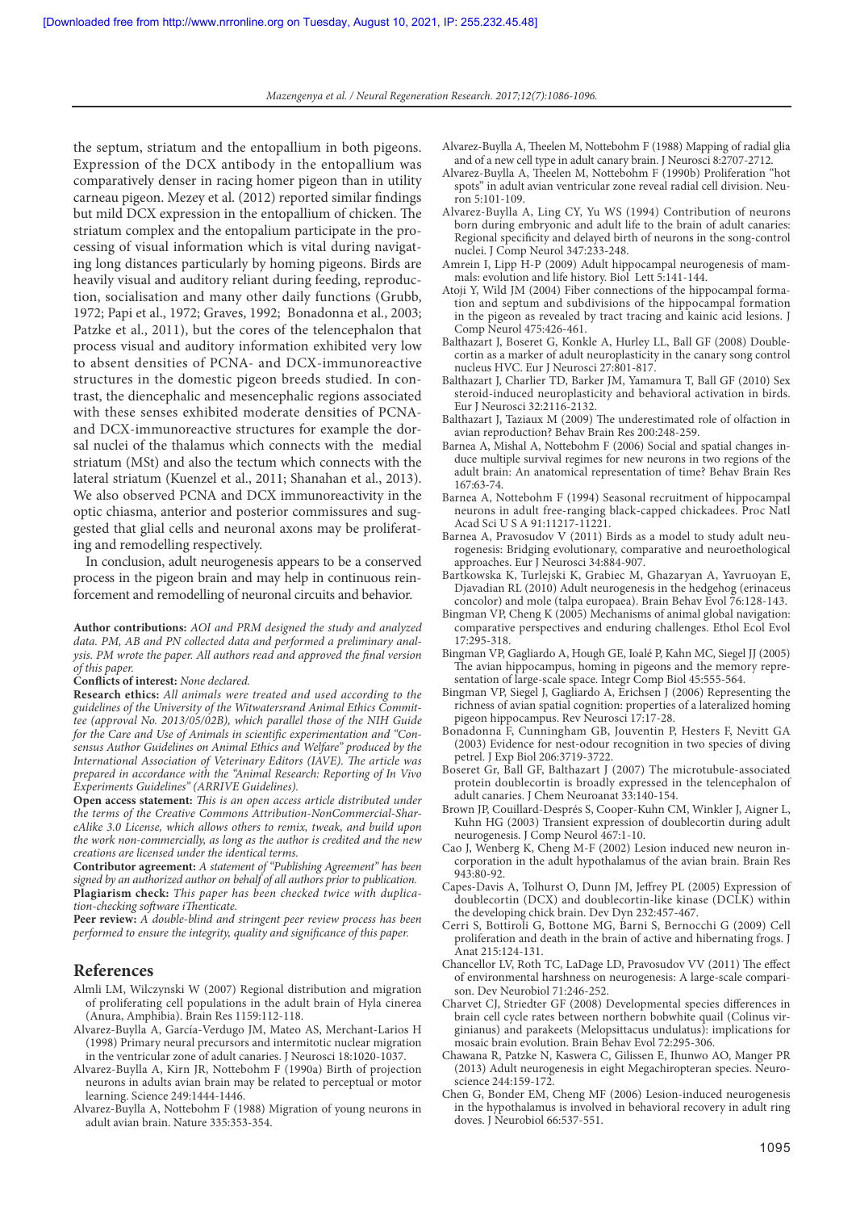the septum, striatum and the entopallium in both pigeons. Expression of the DCX antibody in the entopallium was comparatively denser in racing homer pigeon than in utility carneau pigeon. Mezey et al. (2012) reported similar findings but mild DCX expression in the entopallium of chicken. The striatum complex and the entopalium participate in the processing of visual information which is vital during navigating long distances particularly by homing pigeons. Birds are heavily visual and auditory reliant during feeding, reproduction, socialisation and many other daily functions (Grubb, 1972; Papi et al., 1972; Graves, 1992; Bonadonna et al., 2003; Patzke et al., 2011), but the cores of the telencephalon that process visual and auditory information exhibited very low to absent densities of PCNA- and DCX-immunoreactive structures in the domestic pigeon breeds studied. In contrast, the diencephalic and mesencephalic regions associated with these senses exhibited moderate densities of PCNA- and DCX-immunoreactive structures for example the dorsal nuclei of the thalamus which connects with the medial striatum (MSt) and also the tectum which connects with the lateral striatum (Kuenzel et al., 2011; Shanahan et al., 2013). We also observed PCNA and DCX immunoreactivity in the optic chiasma, anterior and posterior commissures and suggested that glial cells and neuronal axons may be proliferating and remodelling respectively.

In conclusion, adult neurogenesis appears to be a conserved process in the pigeon brain and may help in continuous reinforcement and remodelling of neuronal circuits and behavior.

**Author contributions:** *AOI and PRM designed the study and analyzed data. PM, AB and PN collected data and performed a preliminary analysis. PM wrote the paper. All authors read and approved the final version of this paper.*

**Conflicts of interest:** *None declared.*

**Research ethics:** *All animals were treated and used according to the guidelines of the University of the Witwatersrand Animal Ethics Committee (approval No. 2013/05/02B), which parallel those of the NIH Guide for the Care and Use of Animals in scientific experimentation and "Consensus Author Guidelines on Animal Ethics and Welfare" produced by the International Association of Veterinary Editors (IAVE). The article was prepared in accordance with the "Animal Research: Reporting of In Vivo Experiments Guidelines" (ARRIVE Guidelines).*

**Open access statement:** *This is an open access article distributed under the terms of the Creative Commons Attribution-NonCommercial-ShareAlike 3.0 License, which allows others to remix, tweak, and build upon the work non-commercially, as long as the author is credited and the new creations are licensed under the identical terms.*

**Contributor agreement:** *A statement of "Publishing Agreement" has been signed by an authorized author on behalf of all authors prior to publication.*

**Plagiarism check:** *This paper has been checked twice with duplication-checking software iThenticate.*

**Peer review:** *A double-blind and stringent peer review process has been performed to ensure the integrity, quality and significance of this paper.*

## References

Almli LM, Wilczynski W (2007) Regional distribution and migration of proliferating cell populations in the adult brain of Hyla cinerea (Anura, Amphibia). Brain Res 1159:112-118.

Alvarez-Buylla A, García-Verdugo JM, Mateo AS, Merchant-Larios H (1998) Primary neural precursors and intermitotic nuclear migration in the ventricular zone of adult canaries. J Neurosci 18:1020-1037.

Alvarez-Buylla A, Kirn JR, Nottebohm F (1990a) Birth of projection neurons in adults avian brain may be related to perceptual or motor learning. Science 249:1444-1446.

Alvarez-Buylla A, Nottebohm F (1988) Migration of young neurons in adult avian brain. Nature 335:353-354.

Alvarez-Buylla A, Theelen M, Nottebohm F (1988) Mapping of radial glia and of a new cell type in adult canary brain. J Neurosci 8:2707-2712.

Alvarez-Buylla A, Theelen M, Nottebohm F (1990b) Proliferation "hot spots" in adult avian ventricular zone reveal radial cell division. Neuron 5:101-109.

Alvarez-Buylla A, Ling CY, Yu WS (1994) Contribution of neurons born during embryonic and adult life to the brain of adult canaries: Regional specificity and delayed birth of neurons in the song-control nuclei. J Comp Neurol 347:233-248.

Amrein I, Lipp H-P (2009) Adult hippocampal neurogenesis of mammals: evolution and life history. Biol Lett 5:141-144.

Atoji Y, Wild JM (2004) Fiber connections of the hippocampal formation and septum and subdivisions of the hippocampal formation in the pigeon as revealed by tract tracing and kainic acid lesions. J Comp Neurol 475:426-461.

Balthazart J, Boseret G, Konkle A, Hurley LL, Ball GF (2008) Doublecortin as a marker of adult neuroplasticity in the canary song control nucleus HVC. Eur J Neurosci 27:801-817.

Balthazart J, Charlier TD, Barker JM, Yamamura T, Ball GF (2010) Sex steroid-induced neuroplasticity and behavioral activation in birds. Eur J Neurosci 32:2116-2132.

Balthazart J, Taziaux M (2009) The underestimated role of olfaction in avian reproduction? Behav Brain Res 200:248-259.

Barnea A, Mishal A, Nottebohm F (2006) Social and spatial changes induce multiple survival regimes for new neurons in two regions of the adult brain: An anatomical representation of time? Behav Brain Res 167:63-74.

Barnea A, Nottebohm F (1994) Seasonal recruitment of hippocampal neurons in adult free-ranging black-capped chickadees. Proc Natl Acad Sci U S A 91:11217-11221.

Barnea A, Pravosudov V (2011) Birds as a model to study adult neurogenesis: Bridging evolutionary, comparative and neuroethological approaches. Eur J Neurosci 34:884-907.

Bartkowska K, Turlejski K, Grabiec M, Ghazaryan A, Yavruoyan E, Djavadian RL (2010) Adult neurogenesis in the hedgehog (erinaceus concolor) and mole (talpa europaea). Brain Behav Evol 76:128-143.

Bingman VP, Cheng K (2005) Mechanisms of animal global navigation: comparative perspectives and enduring challenges. Ethol Ecol Evol 17:295-318.

Bingman VP, Gagliardo A, Hough GE, Ioalé P, Kahn MC, Siegel JJ (2005) The avian hippocampus, homing in pigeons and the memory representation of large-scale space. Integr Comp Biol 45:555-564.

Bingman VP, Siegel J, Gagliardo A, Erichsen J (2006) Representing the richness of avian spatial cognition: properties of a lateralized homing pigeon hippocampus. Rev Neurosci 17:17-28.

Bonadonna F, Cunningham GB, Jouventin P, Hesters F, Nevitt GA (2003) Evidence for nest-odour recognition in two species of diving petrel. J Exp Biol 206:3719-3722.

Boseret Gr, Ball GF, Balthazart J (2007) The microtubule-associated protein doublecortin is broadly expressed in the telencephalon of adult canaries. J Chem Neuroanat 33:140-154.

Brown JP, Couillard-Després S, Cooper-Kuhn CM, Winkler J, Aigner L, Kuhn HG (2003) Transient expression of doublecortin during adult neurogenesis. J Comp Neurol 467:1-10.

Cao J, Wenberg K, Cheng M-F (2002) Lesion induced new neuron incorporation in the adult hypothalamus of the avian brain. Brain Res 943:80-92.

Capes-Davis A, Tolhurst O, Dunn JM, Jeffrey PL (2005) Expression of doublecortin (DCX) and doublecortin-like kinase (DCLK) within the developing chick brain. Dev Dyn 232:457-467.

Cerri S, Bottiroli G, Bottone MG, Barni S, Bernocchi G (2009) Cell proliferation and death in the brain of active and hibernating frogs. J Anat 215:124-131.

Chancellor LV, Roth TC, LaDage LD, Pravosudov VV (2011) The effect of environmental harshness on neurogenesis: A large-scale comparison. Dev Neurobiol 71:246-252.

Charvet CJ, Striedter GF (2008) Developmental species differences in brain cell cycle rates between northern bobwhite quail (Colinus virginianus) and parakeets (Melopsittacus undulatus): implications for mosaic brain evolution. Brain Behav Evol 72:295-306.

Chawana R, Patzke N, Kaswera C, Gilissen E, Ihunwo AO, Manger PR (2013) Adult neurogenesis in eight Megachiropteran species. Neuroscience 244:159-172.

Chen G, Bonder EM, Cheng MF (2006) Lesion-induced neurogenesis in the hypothalamus is involved in behavioral recovery in adult ring doves. J Neurobiol 66:537-551.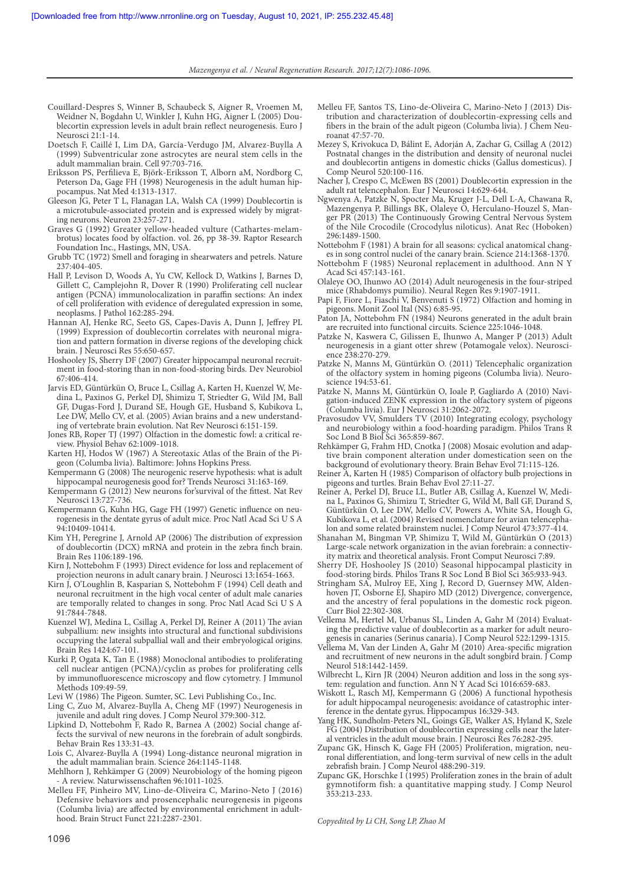Couillard-Despres S, Winner B, Schaubeck S, Aigner R, Vroemen M, Weidner N, Bogdahn U, Winkler J, Kuhn HG, Aigner L (2005) Doublecortin expression levels in adult brain reflect neurogenesis. Euro J Neurosci 21:1-14.

Doetsch F, Caillé I, Lim DA, García-Verdugo JM, Alvarez-Buylla A (1999) Subventricular zone astrocytes are neural stem cells in the adult mammalian brain. Cell 97:703-716.

Eriksson PS, Perfilieva E, Björk-Eriksson T, Alborn aM, Nordborg C, Peterson Da, Gage FH (1998) Neurogenesis in the adult human hippocampus. Nat Med 4:1313-1317.

Gleeson JG, Peter T L, Flanagan LA, Walsh CA (1999) Doublecortin is a microtubule-associated protein and is expressed widely by migrating neurons. Neuron 23:257-271.

Graves G (1992) Greater yellow-headed vulture (Cathartes-melambrotus) locates food by olfaction. vol. 26, pp 38-39. Raptor Research Foundation Inc., Hastings, MN, USA.

Grubb TC (1972) Smell and foraging in shearwaters and petrels. Nature 237:404-405.

Hall P, Levison D, Woods A, Yu CW, Kellock D, Watkins J, Barnes D, Gillett C, Camplejohn R, Dover R (1990) Proliferating cell nuclear antigen (PCNA) immunolocalization in paraffin sections: An index of cell proliferation with evidence of deregulated expression in some, neoplasms. J Pathol 162:285-294.

Hannan AJ, Henke RC, Seeto GS, Capes-Davis A, Dunn J, Jeffrey PL (1999) Expression of doublecortin correlates with neuronal migration and pattern formation in diverse regions of the developing chick brain. J Neurosci Res 55:650-657.

Hoshooley JS, Sherry DF (2007) Greater hippocampal neuronal recruitment in food-storing than in non-food-storing birds. Dev Neurobiol 67:406-414.

Jarvis ED, Güntürkün O, Bruce L, Csillag A, Karten H, Kuenzel W, Medina L, Paxinos G, Perkel DJ, Shimizu T, Striedter G, Wild JM, Ball GF, Dugas-Ford J, Durand SE, Hough GE, Husband S, Kubikova L, Lee DW, Mello CV, et al. (2005) Avian brains and a new understanding of vertebrate brain evolution. Nat Rev Neurosci 6:151-159.

Jones RB, Roper TJ (1997) Olfaction in the domestic fowl: a critical review. Physiol Behav 62:1009-1018.

Karten HJ, Hodos W (1967) A Stereotaxic Atlas of the Brain of the Pigeon (Columba livia). Baltimore: Johns Hopkins Press.

Kempermann G (2008) The neurogenic reserve hypothesis: what is adult hippocampal neurogenesis good for? Trends Neurosci 31:163-169.

Kempermann G (2012) New neurons for'survival of the fittest. Nat Rev Neurosci 13:727-736.

Kempermann G, Kuhn HG, Gage FH (1997) Genetic influence on neurogenesis in the dentate gyrus of adult mice. Proc Natl Acad Sci U S A 94:10409-10414.

Kim YH, Peregrine J, Arnold AP (2006) The distribution of expression of doublecortin (DCX) mRNA and protein in the zebra finch brain. Brain Res 1106:189-196.

Kirn J, Nottebohm F (1993) Direct evidence for loss and replacement of projection neurons in adult canary brain. J Neurosci 13:1654-1663.

Kirn J, O'Loughlin B, Kasparian S, Nottebohm F (1994) Cell death and neuronal recruitment in the high vocal center of adult male canaries are temporally related to changes in song. Proc Natl Acad Sci U S A 91:7844-7848.

Kuenzel WJ, Medina L, Csillag A, Perkel DJ, Reiner A (2011) The avian subpallium: new insights into structural and functional subdivisions occupying the lateral subpallial wall and their embryological origins. Brain Res 1424:67-101.

Kurki P, Ogata K, Tan E (1988) Monoclonal antibodies to proliferating cell nuclear antigen (PCNA)/cyclin as probes for proliferating cells by immunofluorescence microscopy and flow cytometry. J Immunol Methods 109:49-59.

Levi W (1986) The Pigeon. Sumter, SC. Levi Publishing Co., Inc.

Ling C, Zuo M, Alvarez-Buylla A, Cheng MF (1997) Neurogenesis in juvenile and adult ring doves. J Comp Neurol 379:300-312.

Lipkind D, Nottebohm F, Rado R, Barnea A (2002) Social change affects the survival of new neurons in the forebrain of adult songbirds. Behav Brain Res 133:31-43.

Lois C, Alvarez-Buylla A (1994) Long-distance neuronal migration in the adult mammalian brain. Science 264:1145-1148.

Mehlhorn J, Rehkämper G (2009) Neurobiology of the homing pigeon - A review. Naturwissenschaften 96:1011-1025.

Melleu FF, Pinheiro MV, Lino-de-Oliveira C, Marino-Neto J (2016) Defensive behaviors and prosencephalic neurogenesis in pigeons (Columba livia) are affected by environmental enrichment in adulthood. Brain Struct Funct 221:2287-2301.

Melleu FF, Santos TS, Lino-de-Oliveira C, Marino-Neto J (2013) Distribution and characterization of doublecortin-expressing cells and fibers in the brain of the adult pigeon (Columba livia). J Chem Neuroanat 47:57-70.

Mezey S, Krivokuca D, Bálint E, Adorján A, Zachar G, Csillag A (2012) Postnatal changes in the distribution and density of neuronal nuclei and doublecortin antigens in domestic chicks (Gallus domesticus). J Comp Neurol 520:100-116.

Nacher J, Crespo C, McEwen BS (2001) Doublecortin expression in the adult rat telencephalon. Eur J Neurosci 14:629-644.

Ngwenya A, Patzke N, Spocter Ma, Kruger J-L, Dell L-A, Chawana R, Mazengenya P, Billings BK, Olaleye O, Herculano-Houzel S, Manger PR (2013) The Continuously Growing Central Nervous System of the Nile Crocodile (Crocodylus niloticus). Anat Rec (Hoboken) 296:1489-1500.

Nottebohm F (1981) A brain for all seasons: cyclical anatomical changes in song control nuclei of the canary brain. Science 214:1368-1370.

Nottebohm F (1985) Neuronal replacement in adulthood. Ann N Y Acad Sci 457:143-161.

Olaleye OO, Ihunwo AO (2014) Adult neurogenesis in the four-striped mice (Rhabdomys pumilio). Neural Regen Res 9:1907-1911.

Papi F, Fiore L, Fiaschi V, Benvenuti S (1972) Olfaction and homing in pigeons. Monit Zool Ital (NS) 6:85-95.

Paton JA, Nottebohm FN (1984) Neurons generated in the adult brain are recruited into functional circuits. Science 225:1046-1048.

Patzke N, Kaswera C, Gilissen E, Ihunwo A, Manger P (2013) Adult neurogenesis in a giant otter shrew (Potamogale velox). Neuroscience 238:270-279.

Patzke N, Manns M, Güntürkün O. (2011) Telencephalic organization of the olfactory system in homing pigeons (Columba livia). Neuroscience 194:53-61.

Patzke N, Manns M, Güntürkün O, Ioale P, Gagliardo A (2010) Navigation-induced ZENK expression in the olfactory system of pigeons (Columba livia). Eur J Neurosci 31:2062-2072.

Pravosudov VV, Smulders TV (2010) Integrating ecology, psychology and neurobiology within a food-hoarding paradigm. Philos Trans R Soc Lond B Biol Sci 365:859-867.

Rehkämper G, Frahm HD, Cnotka J (2008) Mosaic evolution and adaptive brain component alteration under domestication seen on the background of evolutionary theory. Brain Behav Evol 71:115-126.

Reiner A, Karten H (1985) Comparison of olfactory bulb projections in pigeons and turtles. Brain Behav Evol 27:11-27.

Reiner A, Perkel DJ, Bruce LL, Butler AB, Csillag A, Kuenzel W, Medina L, Paxinos G, Shimizu T, Striedter G, Wild M, Ball GF, Durand S, Güntürkün O, Lee DW, Mello CV, Powers A, White SA, Hough G, Kubikova L, et al. (2004) Revised nomenclature for avian telencephalon and some related brainstem nuclei. J Comp Neurol 473:377-414.

Shanahan M, Bingman VP, Shimizu T, Wild M, Güntürkün O (2013) Large-scale network organization in the avian forebrain: a connectivity matrix and theoretical analysis. Front Comput Neurosci 7:89.

Sherry DF, Hoshooley JS (2010) Seasonal hippocampal plasticity in food-storing birds. Philos Trans R Soc Lond B Biol Sci 365:933-943.

Stringham SA, Mulroy EE, Xing J, Record D, Guernsey MW, Aldenhoven JT, Osborne EJ, Shapiro MD (2012) Divergence, convergence, and the ancestry of feral populations in the domestic rock pigeon. Curr Biol 22:302-308.

Vellema M, Hertel M, Urbanus SL, Linden A, Gahr M (2014) Evaluating the predictive value of doublecortin as a marker for adult neurogenesis in canaries (Serinus canaria). J Comp Neurol 522:1299-1315.

Vellema M, Van der Linden A, Gahr M (2010) Area-specific migration and recruitment of new neurons in the adult songbird brain. J Comp Neurol 518:1442-1459.

Wilbrecht L, Kirn JR (2004) Neuron addition and loss in the song system: regulation and function. Ann N Y Acad Sci 1016:659-683.

Wiskott L, Rasch MJ, Kempermann G (2006) A functional hypothesis for adult hippocampal neurogenesis: avoidance of catastrophic interference in the dentate gyrus. Hippocampus 16:329-343.

Yang HK, Sundholm-Peters NL, Goings GE, Walker AS, Hyland K, Szele FG (2004) Distribution of doublecortin expressing cells near the lateral ventricles in the adult mouse brain. J Neurosci Res 76:282-295.

Zupanc GK, Hinsch K, Gage FH (2005) Proliferation, migration, neuronal differentiation, and long-term survival of new cells in the adult zebrafish brain. J Comp Neurol 488:290-319.

Zupanc GK, Horschke I (1995) Proliferation zones in the brain of adult gymnotiform fish: a quantitative mapping study. J Comp Neurol 353:213-233.

*Copyedited by Li CH, Song LP, Zhao M*